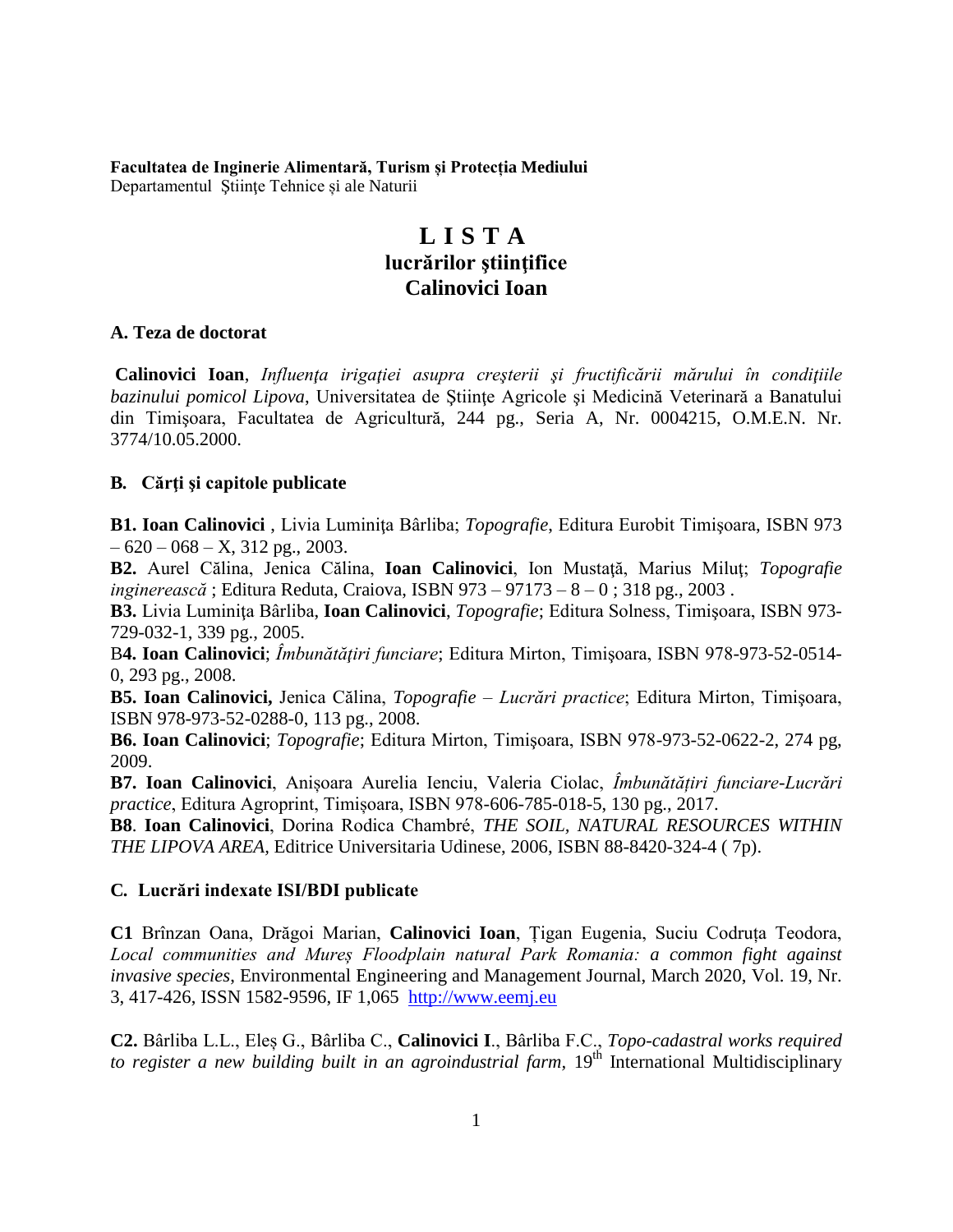**Facultatea de Inginerie Alimentară, Turism și Protecția Mediului**
Departamentul Ştiinţe Tehnice și ale Naturii

# L I S T A
## lucrărilor ştiinţifice
## Calinovici Ioan

### A. Teza de doctorat

**Calinovici Ioan**, *Influenţa irigaţiei asupra creşterii şi fructificării mărului în condiţiile bazinului pomicol Lipova*, Universitatea de Ştiinţe Agricole şi Medicină Veterinară a Banatului din Timişoara, Facultatea de Agricultură, 244 pg., Seria A, Nr. 0004215, O.M.E.N. Nr. 3774/10.05.2000.

### B. Cărţi şi capitole publicate

**B1. Ioan Calinovici** , Livia Luminiţa Bârliba; *Topografie*, Editura Eurobit Timişoara, ISBN 973 – 620 – 068 – X, 312 pg., 2003.
**B2.** Aurel Călina, Jenica Călina, **Ioan Calinovici**, Ion Mustaţă, Marius Miluţ; *Topografie inginerească* ; Editura Reduta, Craiova, ISBN 973 – 97173 – 8 – 0 ; 318 pg., 2003 .
**B3.** Livia Luminiţa Bârliba, **Ioan Calinovici**, *Topografie*; Editura Solness, Timişoara, ISBN 973-729-032-1, 339 pg., 2005.
B**4. Ioan Calinovici**; *Îmbunătăţiri funciare*; Editura Mirton, Timişoara, ISBN 978-973-52-0514-0, 293 pg., 2008.
**B5. Ioan Calinovici,** Jenica Călina, *Topografie – Lucrări practice*; Editura Mirton, Timişoara, ISBN 978-973-52-0288-0, 113 pg., 2008.
**B6. Ioan Calinovici**; *Topografie*; Editura Mirton, Timişoara, ISBN 978-973-52-0622-2, 274 pg, 2009.
**B7. Ioan Calinovici**, Anișoara Aurelia Ienciu, Valeria Ciolac, *Îmbunătățiri funciare-Lucrări practice*, Editura Agroprint, Timișoara, ISBN 978-606-785-018-5, 130 pg., 2017.
**B8**. **Ioan Calinovici**, Dorina Rodica Chambré, *THE SOIL, NATURAL RESOURCES WITHIN THE LIPOVA AREA,* Editrice Universitaria Udinese, 2006, ISBN 88-8420-324-4 ( 7p).

### C. Lucrări indexate ISI/BDI publicate

**C1** Brînzan Oana, Drăgoi Marian, **Calinovici Ioan**, Țigan Eugenia, Suciu Codruța Teodora, *Local communities and Mureș Floodplain natural Park Romania: a common fight against invasive species*, Environmental Engineering and Management Journal, March 2020, Vol. 19, Nr. 3, 417-426, ISSN 1582-9596, IF 1,065 http://www.eemj.eu

**C2.** Bârliba L.L., Eleș G., Bârliba C., **Calinovici I**., Bârliba F.C., *Topo-cadastral works required to register a new building built in an agroindustrial farm,* 19th International Multidisciplinary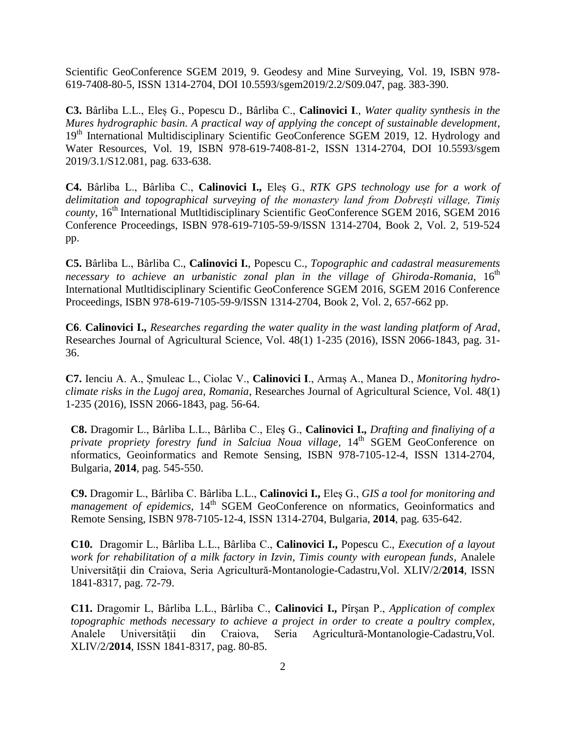Scientific GeoConference SGEM 2019, 9. Geodesy and Mine Surveying, Vol. 19, ISBN 978-619-7408-80-5, ISSN 1314-2704, DOI 10.5593/sgem2019/2.2/S09.047, pag. 383-390.

**C3.** Bârliba L.L., Eleș G., Popescu D., Bârliba C., **Calinovici I**., *Water quality synthesis in the Mures hydrographic basin. A practical way of applying the concept of sustainable development*, 19th International Multidisciplinary Scientific GeoConference SGEM 2019, 12. Hydrology and Water Resources, Vol. 19, ISBN 978-619-7408-81-2, ISSN 1314-2704, DOI 10.5593/sgem 2019/3.1/S12.081, pag. 633-638.

**C4.** Bârliba L., Bârliba C., **Calinovici I.,** Eleș G., *RTK GPS technology use for a work of delimitation and topographical surveying of the monastery land from Dobrești village, Timiș county*, 16th International Mutltidisciplinary Scientific GeoConference SGEM 2016, SGEM 2016 Conference Proceedings, ISBN 978-619-7105-59-9/ISSN 1314-2704, Book 2, Vol. 2, 519-524 pp.

**C5.** Bârliba L., Bârliba C., **Calinovici I.**, Popescu C., *Topographic and cadastral measurements necessary to achieve an urbanistic zonal plan in the village of Ghiroda-Romania*, 16th International Mutltidisciplinary Scientific GeoConference SGEM 2016, SGEM 2016 Conference Proceedings, ISBN 978-619-7105-59-9/ISSN 1314-2704, Book 2, Vol. 2, 657-662 pp.

**C6**. **Calinovici I.,** *Researches regarding the water quality in the wast landing platform of Arad*, Researches Journal of Agricultural Science, Vol. 48(1) 1-235 (2016), ISSN 2066-1843, pag. 31-36.

**C7.** Ienciu A. A., Șmuleac L., Ciolac V., **Calinovici I**., Armaș A., Manea D., *Monitoring hydro-climate risks in the Lugoj area, Romania*, Researches Journal of Agricultural Science, Vol. 48(1) 1-235 (2016), ISSN 2066-1843, pag. 56-64.

**C8.** Dragomir L., Bârliba L.L., Bârliba C., Eleş G., **Calinovici I.,** *Drafting and finaliying of a private propriety forestry fund in Salciua Noua village*, 14th SGEM GeoConference on nformatics, Geoinformatics and Remote Sensing, ISBN 978-7105-12-4, ISSN 1314-2704, Bulgaria, **2014**, pag. 545-550.

**C9.** Dragomir L., Bârliba C. Bârliba L.L., **Calinovici I.,** Eleş G., *GIS a tool for monitoring and management of epidemics*, 14th SGEM GeoConference on nformatics, Geoinformatics and Remote Sensing, ISBN 978-7105-12-4, ISSN 1314-2704, Bulgaria, **2014**, pag. 635-642.

**C10.** Dragomir L., Bârliba L.L., Bârliba C., **Calinovici I.,** Popescu C., *Execution of a layout work for rehabilitation of a milk factory in Izvin, Timis county with european funds*, Analele Universităţii din Craiova, Seria Agricultură-Montanologie-Cadastru,Vol. XLIV/2/**2014**, ISSN 1841-8317, pag. 72-79.

**C11.** Dragomir L, Bârliba L.L., Bârliba C., **Calinovici I.,** Pîrșan P., *Application of complex topographic methods necessary to achieve a project in order to create a poultry complex*, Analele Universităţii din Craiova, Seria Agricultură-Montanologie-Cadastru,Vol. XLIV/2/**2014**, ISSN 1841-8317, pag. 80-85.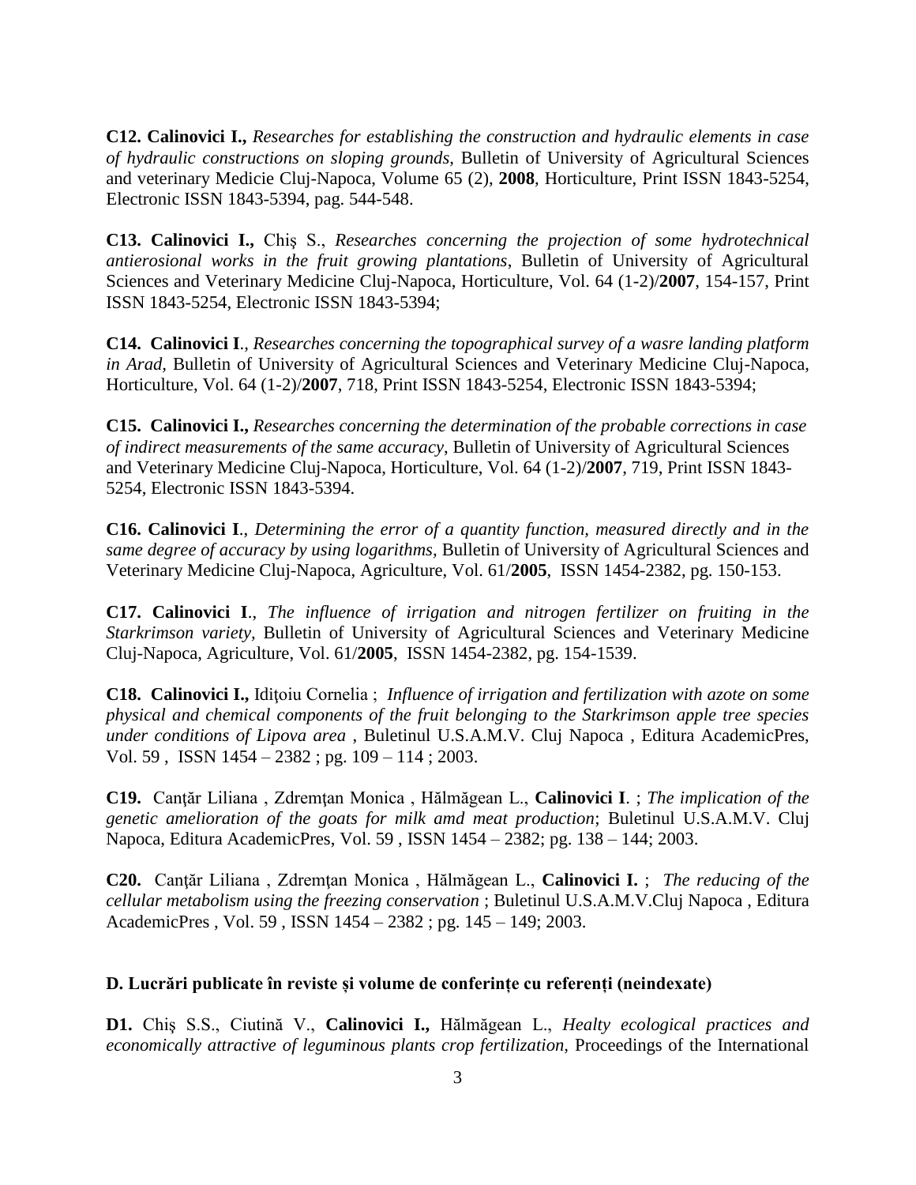**C12. Calinovici I.,** *Researches for establishing the construction and hydraulic elements in case of hydraulic constructions on sloping grounds*, Bulletin of University of Agricultural Sciences and veterinary Medicie Cluj-Napoca, Volume 65 (2), **2008**, Horticulture, Print ISSN 1843-5254, Electronic ISSN 1843-5394, pag. 544-548.

**C13. Calinovici I.,** Chiş S., *Researches concerning the projection of some hydrotechnical antierosional works in the fruit growing plantations*, Bulletin of University of Agricultural Sciences and Veterinary Medicine Cluj-Napoca, Horticulture, Vol. 64 (1-2)/**2007**, 154-157, Print ISSN 1843-5254, Electronic ISSN 1843-5394;

**C14. Calinovici I**., *Researches concerning the topographical survey of a wasre landing platform in Arad,* Bulletin of University of Agricultural Sciences and Veterinary Medicine Cluj-Napoca, Horticulture, Vol. 64 (1-2)/**2007**, 718, Print ISSN 1843-5254, Electronic ISSN 1843-5394;

**C15. Calinovici I.,** *Researches concerning the determination of the probable corrections in case of indirect measurements of the same accuracy*, Bulletin of University of Agricultural Sciences and Veterinary Medicine Cluj-Napoca, Horticulture, Vol. 64 (1-2)/**2007**, 719, Print ISSN 1843-5254, Electronic ISSN 1843-5394.

**C16. Calinovici I**., *Determining the error of a quantity function, measured directly and in the same degree of accuracy by using logarithms,* Bulletin of University of Agricultural Sciences and Veterinary Medicine Cluj-Napoca, Agriculture, Vol. 61/**2005**, ISSN 1454-2382, pg. 150-153.

**C17. Calinovici I**., *The influence of irrigation and nitrogen fertilizer on fruiting in the Starkrimson variety,* Bulletin of University of Agricultural Sciences and Veterinary Medicine Cluj-Napoca, Agriculture, Vol. 61/**2005**, ISSN 1454-2382, pg. 154-1539.

**C18. Calinovici I.,** Idiţoiu Cornelia ; *Influence of irrigation and fertilization with azote on some physical and chemical components of the fruit belonging to the Starkrimson apple tree species under conditions of Lipova area* , Buletinul U.S.A.M.V. Cluj Napoca , Editura AcademicPres, Vol. 59 , ISSN 1454 – 2382 ; pg. 109 – 114 ; 2003.

**C19.** Canţăr Liliana , Zdremţan Monica , Hălmăgean L., **Calinovici I**. ; *The implication of the genetic amelioration of the goats for milk amd meat production*; Buletinul U.S.A.M.V. Cluj Napoca, Editura AcademicPres, Vol. 59 , ISSN 1454 – 2382; pg. 138 – 144; 2003.

**C20.** Canţăr Liliana , Zdremţan Monica , Hălmăgean L., **Calinovici I.** ; *The reducing of the cellular metabolism using the freezing conservation* ; Buletinul U.S.A.M.V.Cluj Napoca , Editura AcademicPres , Vol. 59 , ISSN 1454 – 2382 ; pg. 145 – 149; 2003.

**D. Lucrări publicate în reviste și volume de conferințe cu referenți (neindexate)**

**D1.** Chiş S.S., Ciutină V., **Calinovici I.,** Hălmăgean L., *Healty ecological practices and economically attractive of leguminous plants crop fertilization,* Proceedings of the International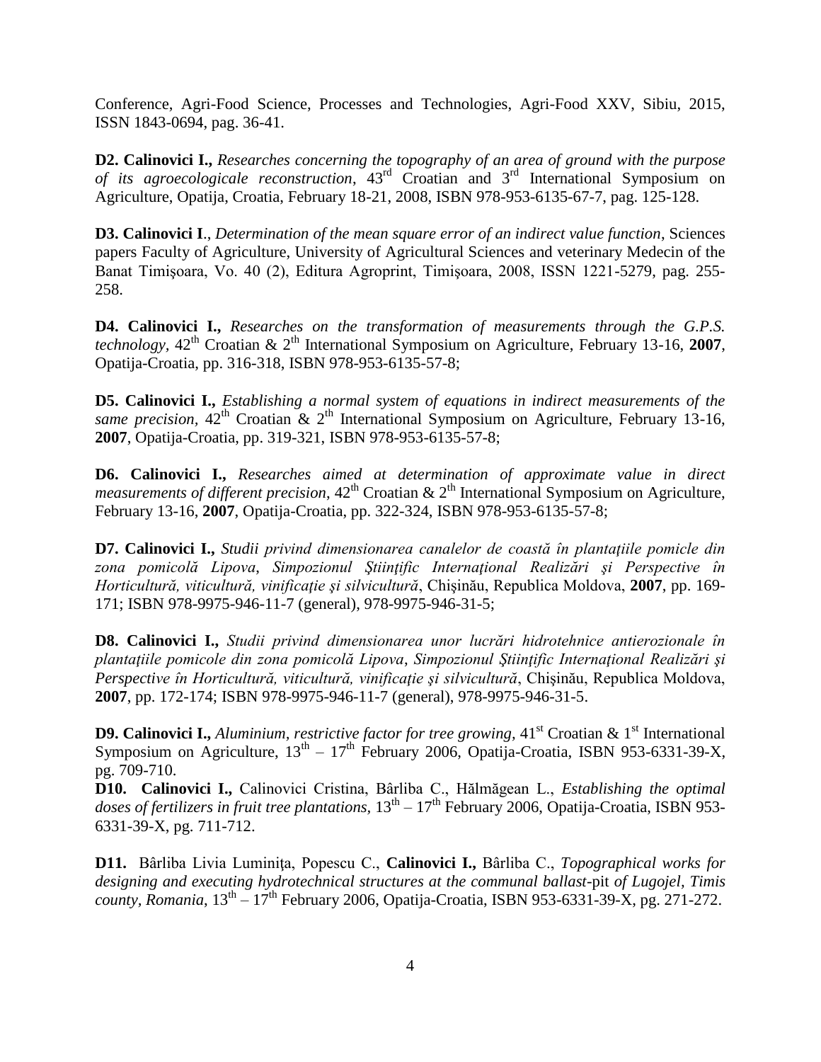Conference, Agri-Food Science, Processes and Technologies, Agri-Food XXV, Sibiu, 2015, ISSN 1843-0694, pag. 36-41.

**D2. Calinovici I.,** *Researches concerning the topography of an area of ground with the purpose of its agroecologicale reconstruction*, 43rd Croatian and 3rd International Symposium on Agriculture, Opatija, Croatia, February 18-21, 2008, ISBN 978-953-6135-67-7, pag. 125-128.

**D3. Calinovici I**., *Determination of the mean square error of an indirect value function*, Sciences papers Faculty of Agriculture, University of Agricultural Sciences and veterinary Medecin of the Banat Timişoara, Vo. 40 (2), Editura Agroprint, Timişoara, 2008, ISSN 1221-5279, pag. 255-258.

**D4. Calinovici I.,** *Researches on the transformation of measurements through the G.P.S. technology*, 42th Croatian & 2th International Symposium on Agriculture, February 13-16, **2007**, Opatija-Croatia, pp. 316-318, ISBN 978-953-6135-57-8;

**D5. Calinovici I.,** *Establishing a normal system of equations in indirect measurements of the same precision*, 42th Croatian & 2th International Symposium on Agriculture, February 13-16, **2007**, Opatija-Croatia, pp. 319-321, ISBN 978-953-6135-57-8;

**D6. Calinovici I.,** *Researches aimed at determination of approximate value in direct measurements of different precision*, 42th Croatian & 2th International Symposium on Agriculture, February 13-16, **2007**, Opatija-Croatia, pp. 322-324, ISBN 978-953-6135-57-8;

**D7. Calinovici I.,** *Studii privind dimensionarea canalelor de coastă în plantaţiile pomicle din zona pomicolă Lipova*, *Simpozionul Ştiinţific Internaţional Realizări şi Perspective în Horticultură, viticultură, vinificaţie şi silvicultură*, Chişinău, Republica Moldova, **2007**, pp. 169-171; ISBN 978-9975-946-11-7 (general), 978-9975-946-31-5;

**D8. Calinovici I.,** *Studii privind dimensionarea unor lucrări hidrotehnice antierozionale în plantaţiile pomicole din zona pomicolă Lipova*, *Simpozionul Ştiinţific Internaţional Realizări şi Perspective în Horticultură, viticultură, vinificaţie şi silvicultură*, Chişinău, Republica Moldova, **2007**, pp. 172-174; ISBN 978-9975-946-11-7 (general), 978-9975-946-31-5.

**D9. Calinovici I.,** *Aluminium, restrictive factor for tree growing*, 41st Croatian & 1st International Symposium on Agriculture, 13th – 17th February 2006, Opatija-Croatia, ISBN 953-6331-39-X, pg. 709-710.

**D10. Calinovici I.,** Calinovici Cristina, Bârliba C., Hălmăgean L., *Establishing the optimal doses of fertilizers in fruit tree plantations*, 13th – 17th February 2006, Opatija-Croatia, ISBN 953-6331-39-X, pg. 711-712.

**D11.** Bârliba Livia Luminiţa, Popescu C., **Calinovici I.,** Bârliba C., *Topographical works for designing and executing hydrotechnical structures at the communal ballast*-pit *of Lugojel, Timis county, Romania*, 13th – 17th February 2006, Opatija-Croatia, ISBN 953-6331-39-X, pg. 271-272.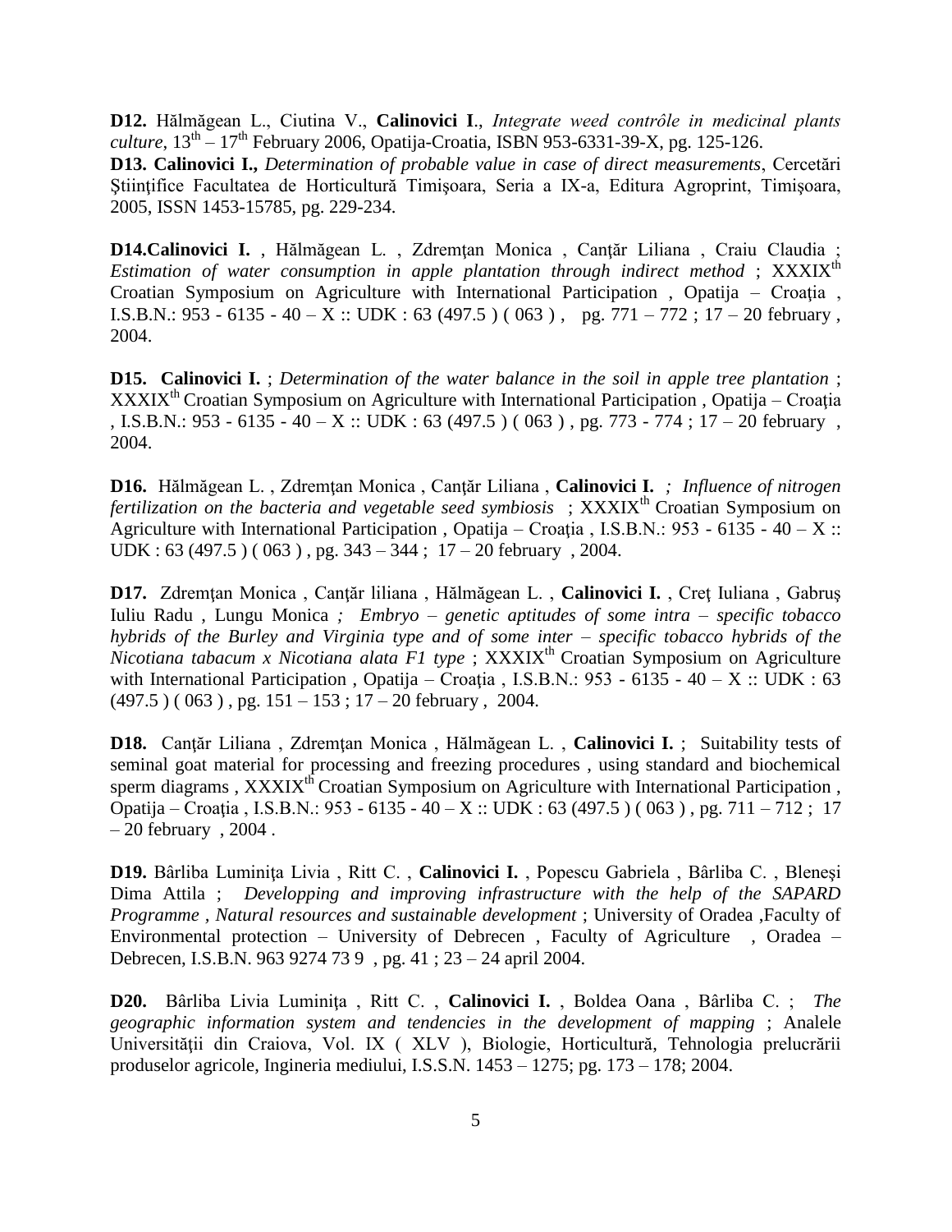**D12.** Hălmăgean L., Ciutina V., **Calinovici I**., *Integrate weed contrôle in medicinal plants culture*, $13^{th} – 17^{th}$ February 2006, Opatija-Croatia, ISBN 953-6331-39-X, pg. 125-126.

**D13. Calinovici I.,** *Determination of probable value in case of direct measurements*, Cercetări Ştiinţifice Facultatea de Horticultură Timişoara, Seria a IX-a, Editura Agroprint, Timişoara, 2005, ISSN 1453-15785, pg. 229-234.

**D14.Calinovici I.** , Hălmăgean L. , Zdremţan Monica , Canţăr Liliana , Craiu Claudia ; *Estimation of water consumption in apple plantation through indirect method* ; $XXXIX^{th}$ Croatian Symposium on Agriculture with International Participation , Opatija – Croaţia , I.S.B.N.: 953 - 6135 - 40 – X :: UDK : 63 (497.5 ) ( 063 ) , pg. 771 – 772 ; 17 – 20 february , 2004.

**D15. Calinovici I.** ; *Determination of the water balance in the soil in apple tree plantation* ; $XXXIX^{th}$ Croatian Symposium on Agriculture with International Participation , Opatija – Croaţia , I.S.B.N.: 953 - 6135 - 40 – X :: UDK : 63 (497.5 ) ( 063 ) , pg. 773 - 774 ; 17 – 20 february , 2004.

**D16.** Hălmăgean L. , Zdremţan Monica , Canţăr Liliana , **Calinovici I.** *; Influence of nitrogen fertilization on the bacteria and vegetable seed symbiosis* ; $XXXIX^{th}$ Croatian Symposium on Agriculture with International Participation , Opatija – Croaţia , I.S.B.N.: 953 - 6135 - 40 – X :: UDK : 63 (497.5 ) ( 063 ) , pg. 343 – 344 ; 17 – 20 february , 2004.

**D17.** Zdremţan Monica , Canţăr liliana , Hălmăgean L. , **Calinovici I.** , Creţ Iuliana , Gabruş Iuliu Radu , Lungu Monica *; Embryo – genetic aptitudes of some intra – specific tobacco hybrids of the Burley and Virginia type and of some inter – specific tobacco hybrids of the Nicotiana tabacum x Nicotiana alata F1 type* ; $XXXIX^{th}$ Croatian Symposium on Agriculture with International Participation , Opatija – Croaţia , I.S.B.N.: 953 - 6135 - 40 – X :: UDK : 63 (497.5 ) ( 063 ) , pg. 151 – 153 ; 17 – 20 february , 2004.

**D18.** Canţăr Liliana , Zdremţan Monica , Hălmăgean L. , **Calinovici I.** ; Suitability tests of seminal goat material for processing and freezing procedures , using standard and biochemical sperm diagrams , $XXXIX^{th}$ Croatian Symposium on Agriculture with International Participation , Opatija – Croaţia , I.S.B.N.: 953 - 6135 - 40 – X :: UDK : 63 (497.5 ) ( 063 ) , pg. 711 – 712 ; 17 – 20 february , 2004 .

**D19.** Bârliba Luminiţa Livia , Ritt C. , **Calinovici I.** , Popescu Gabriela , Bârliba C. , Bleneşi Dima Attila ; *Developping and improving infrastructure with the help of the SAPARD Programme , Natural resources and sustainable development* ; University of Oradea ,Faculty of Environmental protection – University of Debrecen , Faculty of Agriculture , Oradea – Debrecen, I.S.B.N. 963 9274 73 9 , pg. 41 ; 23 – 24 april 2004.

**D20.** Bârliba Livia Luminiţa , Ritt C. , **Calinovici I.** , Boldea Oana , Bârliba C. ; *The geographic information system and tendencies in the development of mapping* ; Analele Universităţii din Craiova, Vol. IX ( XLV ), Biologie, Horticultură, Tehnologia prelucrării produselor agricole, Ingineria mediului, I.S.S.N. 1453 – 1275; pg. 173 – 178; 2004.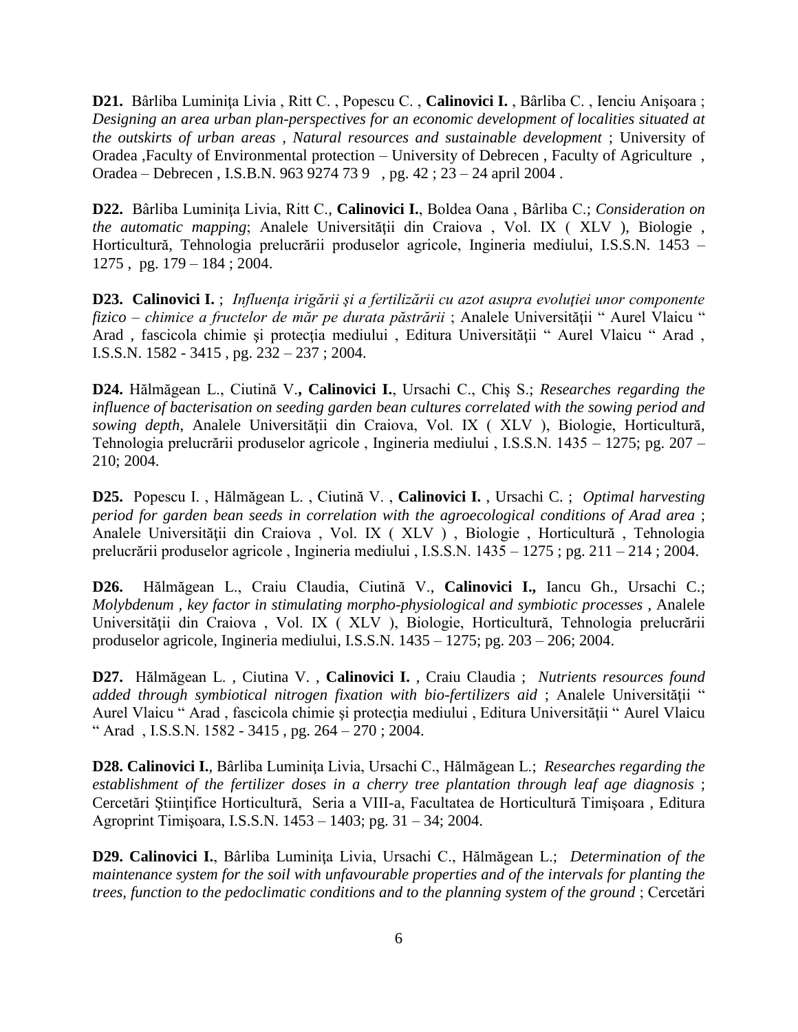**D21.** Bârliba Luminiţa Livia , Ritt C. , Popescu C. , **Calinovici I.** , Bârliba C. , Ienciu Anişoara ; *Designing an area urban plan-perspectives for an economic development of localities situated at the outskirts of urban areas , Natural resources and sustainable development* ; University of Oradea ,Faculty of Environmental protection – University of Debrecen , Faculty of Agriculture , Oradea – Debrecen , I.S.B.N. 963 9274 73 9 , pg. 42 ; 23 – 24 april 2004 .

**D22.** Bârliba Luminiţa Livia, Ritt C., **Calinovici I.**, Boldea Oana , Bârliba C.; *Consideration on the automatic mapping*; Analele Universităţii din Craiova , Vol. IX ( XLV ), Biologie , Horticultură, Tehnologia prelucrării produselor agricole, Ingineria mediului, I.S.S.N. 1453 – 1275 , pg. 179 – 184 ; 2004.

**D23. Calinovici I.** ; *Influenţa irigării şi a fertilizării cu azot asupra evoluţiei unor componente fizico – chimice a fructelor de măr pe durata păstrării* ; Analele Universităţii " Aurel Vlaicu " Arad , fascicola chimie şi protecţia mediului , Editura Universităţii " Aurel Vlaicu " Arad , I.S.S.N. 1582 - 3415 , pg. 232 – 237 ; 2004.

**D24.** Hălmăgean L., Ciutină V.**, Calinovici I.**, Ursachi C., Chiş S.; *Researches regarding the influence of bacterisation on seeding garden bean cultures correlated with the sowing period and sowing depth*, Analele Universităţii din Craiova, Vol. IX ( XLV ), Biologie, Horticultură, Tehnologia prelucrării produselor agricole , Ingineria mediului , I.S.S.N. 1435 – 1275; pg. 207 – 210; 2004.

**D25.** Popescu I. , Hălmăgean L. , Ciutină V. , **Calinovici I.** , Ursachi C. ; *Optimal harvesting period for garden bean seeds in correlation with the agroecological conditions of Arad area* ; Analele Universităţii din Craiova , Vol. IX ( XLV ) , Biologie , Horticultură , Tehnologia prelucrării produselor agricole , Ingineria mediului , I.S.S.N. 1435 – 1275 ; pg. 211 – 214 ; 2004.

**D26.** Hălmăgean L., Craiu Claudia, Ciutină V., **Calinovici I.,** Iancu Gh., Ursachi C.; *Molybdenum , key factor in stimulating morpho-physiological and symbiotic processes* , Analele Universităţii din Craiova , Vol. IX ( XLV ), Biologie, Horticultură, Tehnologia prelucrării produselor agricole, Ingineria mediului, I.S.S.N. 1435 – 1275; pg. 203 – 206; 2004.

**D27.** Hălmăgean L. , Ciutina V. , **Calinovici I.** , Craiu Claudia ; *Nutrients resources found added through symbiotical nitrogen fixation with bio-fertilizers aid* ; Analele Universităţii " Aurel Vlaicu " Arad , fascicola chimie şi protecţia mediului , Editura Universităţii " Aurel Vlaicu " Arad , I.S.S.N. 1582 - 3415 , pg. 264 – 270 ; 2004.

**D28. Calinovici I.**, Bârliba Luminiţa Livia, Ursachi C., Hălmăgean L.; *Researches regarding the establishment of the fertilizer doses in a cherry tree plantation through leaf age diagnosis* ; Cercetări Ştiinţifice Horticultură, Seria a VIII-a, Facultatea de Horticultură Timişoara , Editura Agroprint Timişoara, I.S.S.N. 1453 – 1403; pg. 31 – 34; 2004.

**D29. Calinovici I.**, Bârliba Luminiţa Livia, Ursachi C., Hălmăgean L.; *Determination of the maintenance system for the soil with unfavourable properties and of the intervals for planting the trees, function to the pedoclimatic conditions and to the planning system of the ground* ; Cercetări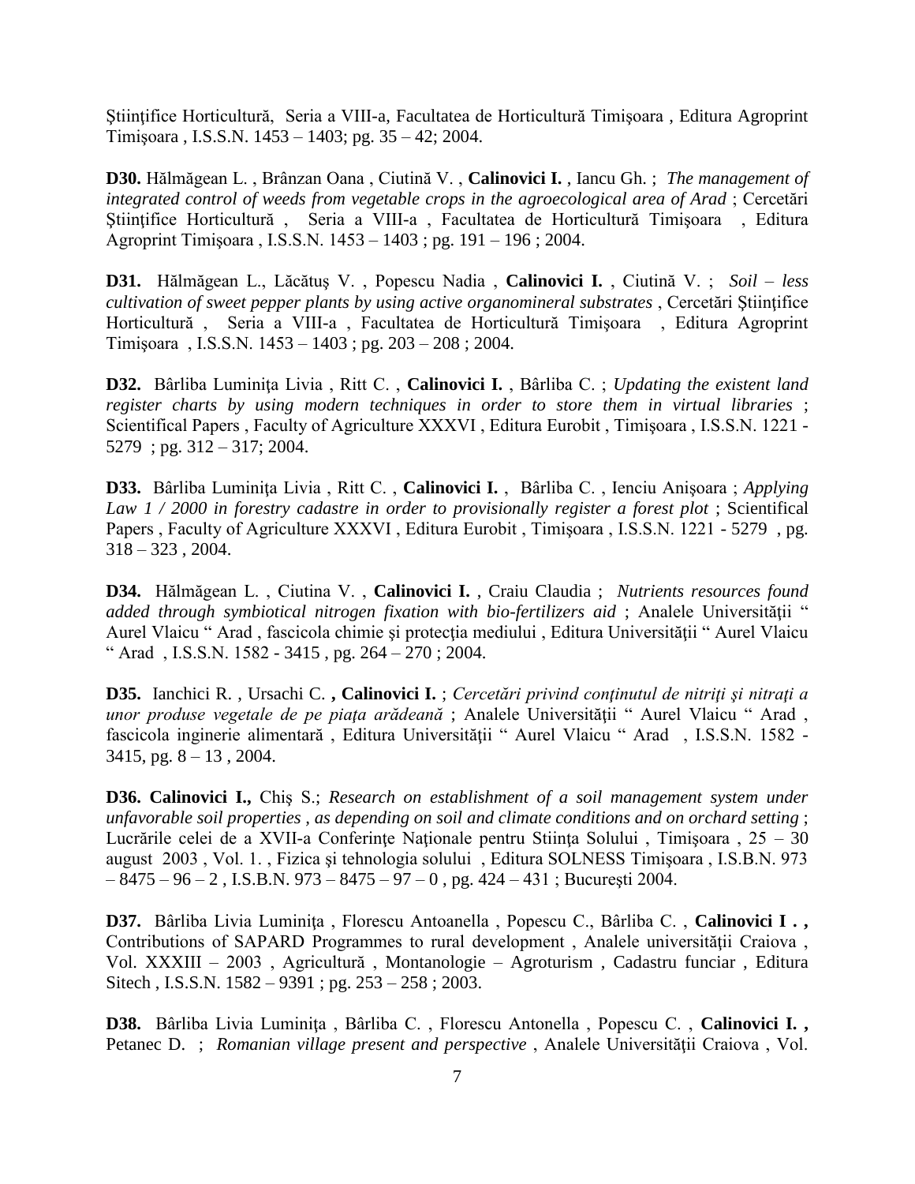Ştiinţifice Horticultură, Seria a VIII-a, Facultatea de Horticultură Timişoara , Editura Agroprint Timişoara , I.S.S.N. 1453 – 1403; pg. 35 – 42; 2004.

**D30.** Hălmăgean L. , Brânzan Oana , Ciutină V. , **Calinovici I.** , Iancu Gh. ; *The management of integrated control of weeds from vegetable crops in the agroecological area of Arad* ; Cercetări Ştiinţifice Horticultură , Seria a VIII-a , Facultatea de Horticultură Timişoara , Editura Agroprint Timişoara , I.S.S.N. 1453 – 1403 ; pg. 191 – 196 ; 2004.

**D31.** Hălmăgean L., Lăcătuş V. , Popescu Nadia , **Calinovici I.** , Ciutină V. ; *Soil – less cultivation of sweet pepper plants by using active organomineral substrates* , Cercetări Ştiinţifice Horticultură , Seria a VIII-a , Facultatea de Horticultură Timişoara , Editura Agroprint Timişoara , I.S.S.N. 1453 – 1403 ; pg. 203 – 208 ; 2004.

**D32.** Bârliba Luminiţa Livia , Ritt C. , **Calinovici I.** , Bârliba C. ; *Updating the existent land register charts by using modern techniques in order to store them in virtual libraries* ; Scientifical Papers , Faculty of Agriculture XXXVI , Editura Eurobit , Timişoara , I.S.S.N. 1221 - 5279 ; pg. 312 – 317; 2004.

**D33.** Bârliba Luminiţa Livia , Ritt C. , **Calinovici I.** , Bârliba C. , Ienciu Anişoara ; *Applying Law 1 / 2000 in forestry cadastre in order to provisionally register a forest plot* ; Scientifical Papers , Faculty of Agriculture XXXVI , Editura Eurobit , Timişoara , I.S.S.N. 1221 - 5279 , pg. 318 – 323 , 2004.

**D34.** Hălmăgean L. , Ciutina V. , **Calinovici I.** , Craiu Claudia ; *Nutrients resources found added through symbiotical nitrogen fixation with bio-fertilizers aid* ; Analele Universităţii " Aurel Vlaicu " Arad , fascicola chimie şi protecţia mediului , Editura Universităţii " Aurel Vlaicu " Arad , I.S.S.N. 1582 - 3415 , pg. 264 – 270 ; 2004.

**D35.** Ianchici R. , Ursachi C. **, Calinovici I.** ; *Cercetări privind conţinutul de nitriţi şi nitraţi a unor produse vegetale de pe piaţa arădeană* ; Analele Universităţii " Aurel Vlaicu " Arad , fascicola inginerie alimentară , Editura Universităţii " Aurel Vlaicu " Arad , I.S.S.N. 1582 - 3415, pg. 8 – 13 , 2004.

**D36. Calinovici I.,** Chiş S.; *Research on establishment of a soil management system under unfavorable soil properties , as depending on soil and climate conditions and on orchard setting* ; Lucrările celei de a XVII-a Conferinţe Naţionale pentru Stiinţa Solului , Timişoara , 25 – 30 august 2003 , Vol. 1. , Fizica şi tehnologia solului , Editura SOLNESS Timişoara , I.S.B.N. 973 – 8475 – 96 – 2 , I.S.B.N. 973 – 8475 – 97 – 0 , pg. 424 – 431 ; Bucureşti 2004.

**D37.** Bârliba Livia Luminiţa , Florescu Antoanella , Popescu C., Bârliba C. , **Calinovici I . ,** Contributions of SAPARD Programmes to rural development , Analele universităţii Craiova , Vol. XXXIII – 2003 , Agricultură , Montanologie – Agroturism , Cadastru funciar , Editura Sitech , I.S.S.N. 1582 – 9391 ; pg. 253 – 258 ; 2003.

**D38.** Bârliba Livia Luminiţa , Bârliba C. , Florescu Antonella , Popescu C. , **Calinovici I. ,** Petanec D. ; *Romanian village present and perspective* , Analele Universităţii Craiova , Vol.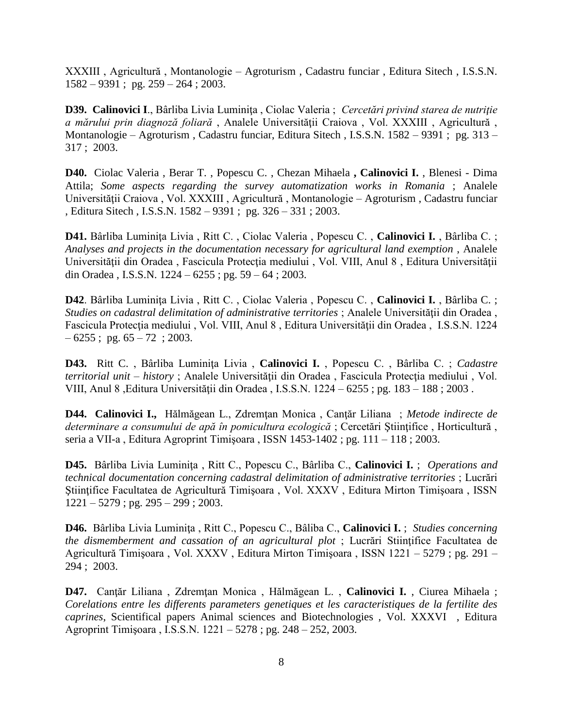XXXIII , Agricultură , Montanologie – Agroturism , Cadastru funciar , Editura Sitech , I.S.S.N. 1582 – 9391 ;  pg. 259 – 264 ; 2003.

**D39.** **Calinovici I**., Bârliba Livia Luminiţa , Ciolac Valeria ;  *Cercetări privind starea de nutriţie a mărului prin diagnoză foliară* , Analele Universităţii Craiova , Vol. XXXIII , Agricultură , Montanologie – Agroturism , Cadastru funciar, Editura Sitech , I.S.S.N. 1582 – 9391 ;  pg. 313 – 317 ;  2003.

**D40.** Ciolac Valeria , Berar T. , Popescu C. , Chezan Mihaela **, Calinovici I.** , Blenesi - Dima Attila; *Some aspects regarding the survey automatization works in Romania* ; Analele Universităţii Craiova , Vol. XXXIII , Agricultură , Montanologie – Agroturism , Cadastru funciar , Editura Sitech , I.S.S.N. 1582 – 9391 ;  pg. 326 – 331 ; 2003.

**D41.** Bârliba Luminiţa Livia , Ritt C. , Ciolac Valeria , Popescu C. , **Calinovici I.** , Bârliba C. ; *Analyses and projects in the documentation necessary for agricultural land exemption* , Analele Universităţii din Oradea , Fascicula Protecţia mediului , Vol. VIII, Anul 8 , Editura Universităţii din Oradea , I.S.S.N. 1224 – 6255 ; pg. 59 – 64 ; 2003.

**D42**. Bârliba Luminiţa Livia , Ritt C. , Ciolac Valeria , Popescu C. , **Calinovici I.** , Bârliba C. ; *Studies on cadastral delimitation of administrative territories* ; Analele Universităţii din Oradea , Fascicula Protecţia mediului , Vol. VIII, Anul 8 , Editura Universităţii din Oradea ,  I.S.S.N. 1224 – 6255 ;  pg. 65 – 72  ; 2003.

**D43.** Ritt C. , Bârliba Luminiţa Livia , **Calinovici I.** , Popescu C. , Bârliba C. ; *Cadastre territorial unit – history* ; Analele Universităţii din Oradea , Fascicula Protecţia mediului , Vol. VIII, Anul 8 ,Editura Universităţii din Oradea , I.S.S.N. 1224 – 6255 ; pg. 183 – 188 ; 2003 .

**D44.** **Calinovici I.,** Hălmăgean L., Zdremţan Monica , Canţăr Liliana  ; *Metode indirecte de determinare a consumului de apă în pomicultura ecologică* ; Cercetări Ştiinţifice , Horticultură , seria a VII-a , Editura Agroprint Timişoara , ISSN 1453-1402 ; pg. 111 – 118 ; 2003.

**D45.** Bârliba Livia Luminiţa , Ritt C., Popescu C., Bârliba C., **Calinovici I.** ;  *Operations and technical documentation concerning cadastral delimitation of administrative territories* ; Lucrări Ştiinţifice Facultatea de Agricultură Timişoara , Vol. XXXV , Editura Mirton Timişoara , ISSN 1221 – 5279 ; pg. 295 – 299 ; 2003.

**D46.** Bârliba Livia Luminiţa , Ritt C., Popescu C., Bâliba C., **Calinovici I.** ;  *Studies concerning the dismemberment and cassation of an agricultural plot* ; Lucrări Stiinţifice Facultatea de Agricultură Timişoara , Vol. XXXV , Editura Mirton Timişoara , ISSN 1221 – 5279 ; pg. 291 – 294 ;  2003.

**D47.** Canţăr Liliana , Zdremţan Monica , Hălmăgean L. , **Calinovici I.** , Ciurea Mihaela ; *Corelations entre les differents parameters genetiques et les caracteristiques de la fertilite des caprines*, Scientifical papers Animal sciences and Biotechnologies , Vol. XXXVI  , Editura Agroprint Timişoara , I.S.S.N. 1221 – 5278 ; pg. 248 – 252, 2003.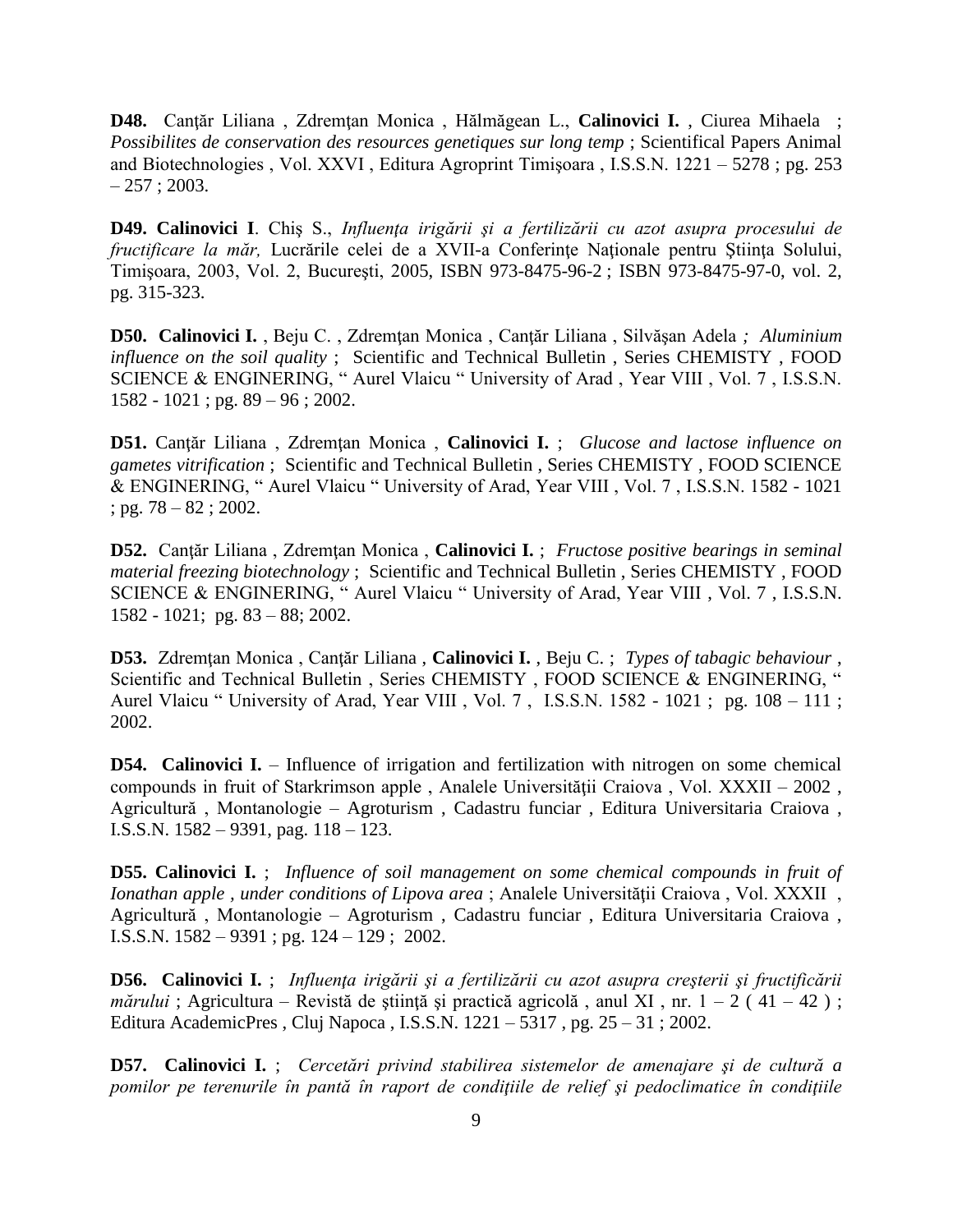**D48.** Canţăr Liliana , Zdremţan Monica , Hălmăgean L., **Calinovici I.** , Ciurea Mihaela ; *Possibilites de conservation des resources genetiques sur long temp* ; Scientifical Papers Animal and Biotechnologies , Vol. XXVI , Editura Agroprint Timişoara , I.S.S.N. 1221 – 5278 ; pg. 253 – 257 ; 2003.

**D49. Calinovici I**. Chiş S., *Influenţa irigării şi a fertilizării cu azot asupra procesului de fructificare la măr,* Lucrările celei de a XVII-a Conferinţe Naţionale pentru Ştiinţa Solului, Timişoara, 2003, Vol. 2, Bucureşti, 2005, ISBN 973-8475-96-2 ; ISBN 973-8475-97-0, vol. 2, pg. 315-323.

**D50. Calinovici I.** , Beju C. , Zdremţan Monica , Canţăr Liliana , Silvăşan Adela *; Aluminium influence on the soil quality* ; Scientific and Technical Bulletin , Series CHEMISTY , FOOD SCIENCE & ENGINERING, " Aurel Vlaicu " University of Arad , Year VIII , Vol. 7 , I.S.S.N. 1582 - 1021 ; pg. 89 – 96 ; 2002.

**D51.** Canţăr Liliana , Zdremţan Monica , **Calinovici I.** ; *Glucose and lactose influence on gametes vitrification* ; Scientific and Technical Bulletin , Series CHEMISTY , FOOD SCIENCE & ENGINERING, " Aurel Vlaicu " University of Arad, Year VIII , Vol. 7 , I.S.S.N. 1582 - 1021 ; pg. 78 – 82 ; 2002.

**D52.** Canţăr Liliana , Zdremţan Monica , **Calinovici I.** ; *Fructose positive bearings in seminal material freezing biotechnology* ; Scientific and Technical Bulletin , Series CHEMISTY , FOOD SCIENCE & ENGINERING, " Aurel Vlaicu " University of Arad, Year VIII , Vol. 7 , I.S.S.N. 1582 - 1021; pg. 83 – 88; 2002.

**D53.** Zdremţan Monica , Canţăr Liliana , **Calinovici I.** , Beju C. ; *Types of tabagic behaviour* , Scientific and Technical Bulletin , Series CHEMISTY , FOOD SCIENCE & ENGINERING, " Aurel Vlaicu " University of Arad, Year VIII , Vol. 7 , I.S.S.N. 1582 - 1021 ; pg. 108 – 111 ; 2002.

**D54. Calinovici I.** – Influence of irrigation and fertilization with nitrogen on some chemical compounds in fruit of Starkrimson apple , Analele Universităţii Craiova , Vol. XXXII – 2002 , Agricultură , Montanologie – Agroturism , Cadastru funciar , Editura Universitaria Craiova , I.S.S.N. 1582 – 9391, pag. 118 – 123.

**D55. Calinovici I.** ; *Influence of soil management on some chemical compounds in fruit of Ionathan apple , under conditions of Lipova area* ; Analele Universităţii Craiova , Vol. XXXII , Agricultură , Montanologie – Agroturism , Cadastru funciar , Editura Universitaria Craiova , I.S.S.N. 1582 – 9391 ; pg. 124 – 129 ; 2002.

**D56. Calinovici I.** ; *Influenţa irigării şi a fertilizării cu azot asupra creşterii şi fructificării mărului* ; Agricultura – Revistă de ştiinţă şi practică agricolă , anul XI , nr. 1 – 2 ( 41 – 42 ) ; Editura AcademicPres , Cluj Napoca , I.S.S.N. 1221 – 5317 , pg. 25 – 31 ; 2002.

**D57. Calinovici I.** ; *Cercetări privind stabilirea sistemelor de amenajare şi de cultură a pomilor pe terenurile în pantă în raport de condiţiile de relief şi pedoclimatice în condiţiile*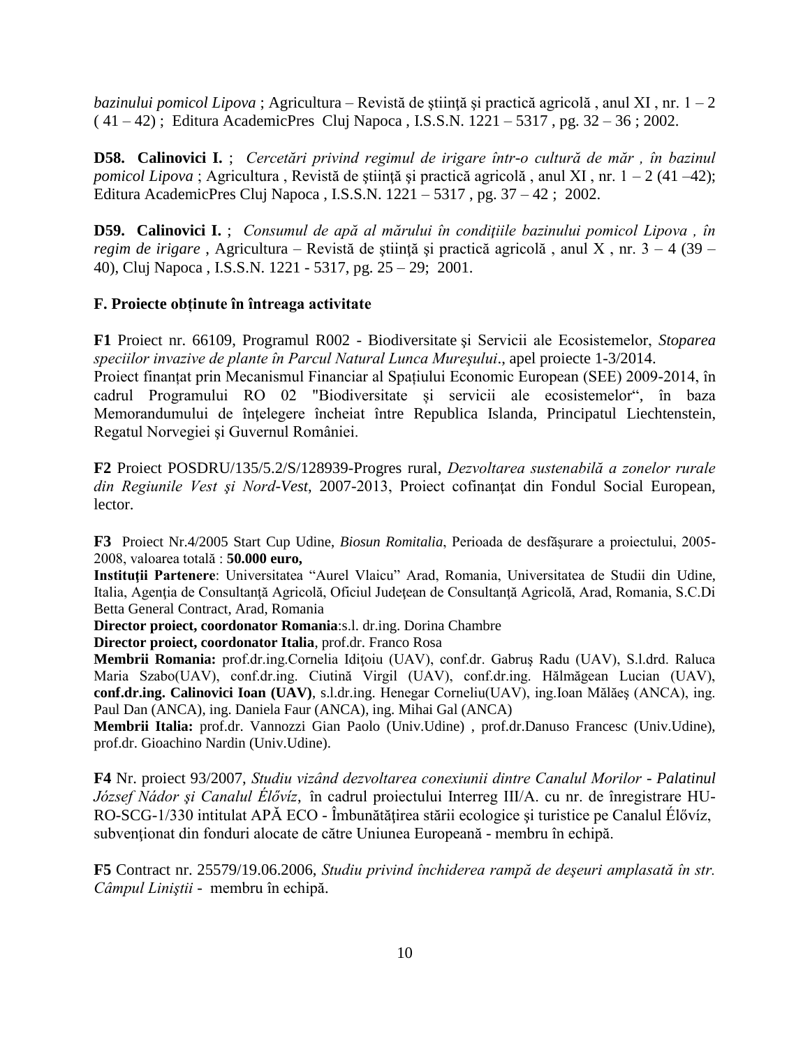*bazinului pomicol Lipova* ; Agricultura – Revistă de ştiinţă şi practică agricolă , anul XI , nr. 1 – 2 ( 41 – 42) ; Editura AcademicPres Cluj Napoca , I.S.S.N. 1221 – 5317 , pg. 32 – 36 ; 2002.

**D58. Calinovici I.** ; *Cercetări privind regimul de irigare într-o cultură de măr , în bazinul pomicol Lipova* ; Agricultura , Revistă de ştiinţă şi practică agricolă , anul XI , nr. 1 – 2 (41 –42); Editura AcademicPres Cluj Napoca , I.S.S.N. 1221 – 5317 , pg. 37 – 42 ; 2002.

**D59. Calinovici I.** ; *Consumul de apă al mărului în condiţiile bazinului pomicol Lipova , în regim de irigare* , Agricultura – Revistă de ştiinţă şi practică agricolă , anul X , nr. 3 – 4 (39 – 40), Cluj Napoca , I.S.S.N. 1221 - 5317, pg. 25 – 29; 2001.

### F. Proiecte obținute în întreaga activitate

**F1** Proiect nr. 66109, Programul R002 - Biodiversitate şi Servicii ale Ecosistemelor, *Stoparea speciilor invazive de plante în Parcul Natural Lunca Mureşului*., apel proiecte 1-3/2014.
Proiect finanțat prin Mecanismul Financiar al Spațiului Economic European (SEE) 2009-2014, în cadrul Programului RO 02 "Biodiversitate și servicii ale ecosistemelor", în baza Memorandumului de înțelegere încheiat între Republica Islanda, Principatul Liechtenstein, Regatul Norvegiei și Guvernul României.

**F2** Proiect POSDRU/135/5.2/S/128939-Progres rural, *Dezvoltarea sustenabilă a zonelor rurale din Regiunile Vest şi Nord-Vest*, 2007-2013, Proiect cofinanţat din Fondul Social European, lector.

**F3** Proiect Nr.4/2005 Start Cup Udine, *Biosun Romitalia*, Perioada de desfăşurare a proiectului, 2005-2008, valoarea totală : **50.000 euro,**
**Instituţii Partenere**: Universitatea "Aurel Vlaicu" Arad, Romania, Universitatea de Studii din Udine, Italia, Agenţia de Consultanţă Agricolă, Oficiul Judeţean de Consultanţă Agricolă, Arad, Romania, S.C.Di Betta General Contract, Arad, Romania
**Director proiect, coordonator Romania**:s.l. dr.ing. Dorina Chambre
**Director proiect, coordonator Italia**, prof.dr. Franco Rosa
**Membrii Romania:** prof.dr.ing.Cornelia Idiţoiu (UAV), conf.dr. Gabruș Radu (UAV), S.l.drd. Raluca Maria Szabo(UAV), conf.dr.ing. Ciutină Virgil (UAV), conf.dr.ing. Hălmăgean Lucian (UAV), **conf.dr.ing. Calinovici Ioan (UAV)**, s.l.dr.ing. Henegar Corneliu(UAV), ing.Ioan Mălăeş (ANCA), ing. Paul Dan (ANCA), ing. Daniela Faur (ANCA), ing. Mihai Gal (ANCA)
**Membrii Italia:** prof.dr. Vannozzi Gian Paolo (Univ.Udine) , prof.dr.Danuso Francesc (Univ.Udine), prof.dr. Gioachino Nardin (Univ.Udine).

**F4** Nr. proiect 93/2007, *Studiu vizând dezvoltarea conexiunii dintre Canalul Morilor - Palatinul József Nádor şi Canalul Élővíz*, în cadrul proiectului Interreg III/A. cu nr. de înregistrare HU-RO-SCG-1/330 intitulat APĂ ECO - Îmbunătăţirea stării ecologice şi turistice pe Canalul Élővíz, subvenţionat din fonduri alocate de către Uniunea Europeană - membru în echipă.

**F5** Contract nr. 25579/19.06.2006, *Studiu privind închiderea rampă de deşeuri amplasată în str. Câmpul Liniştii* - membru în echipă.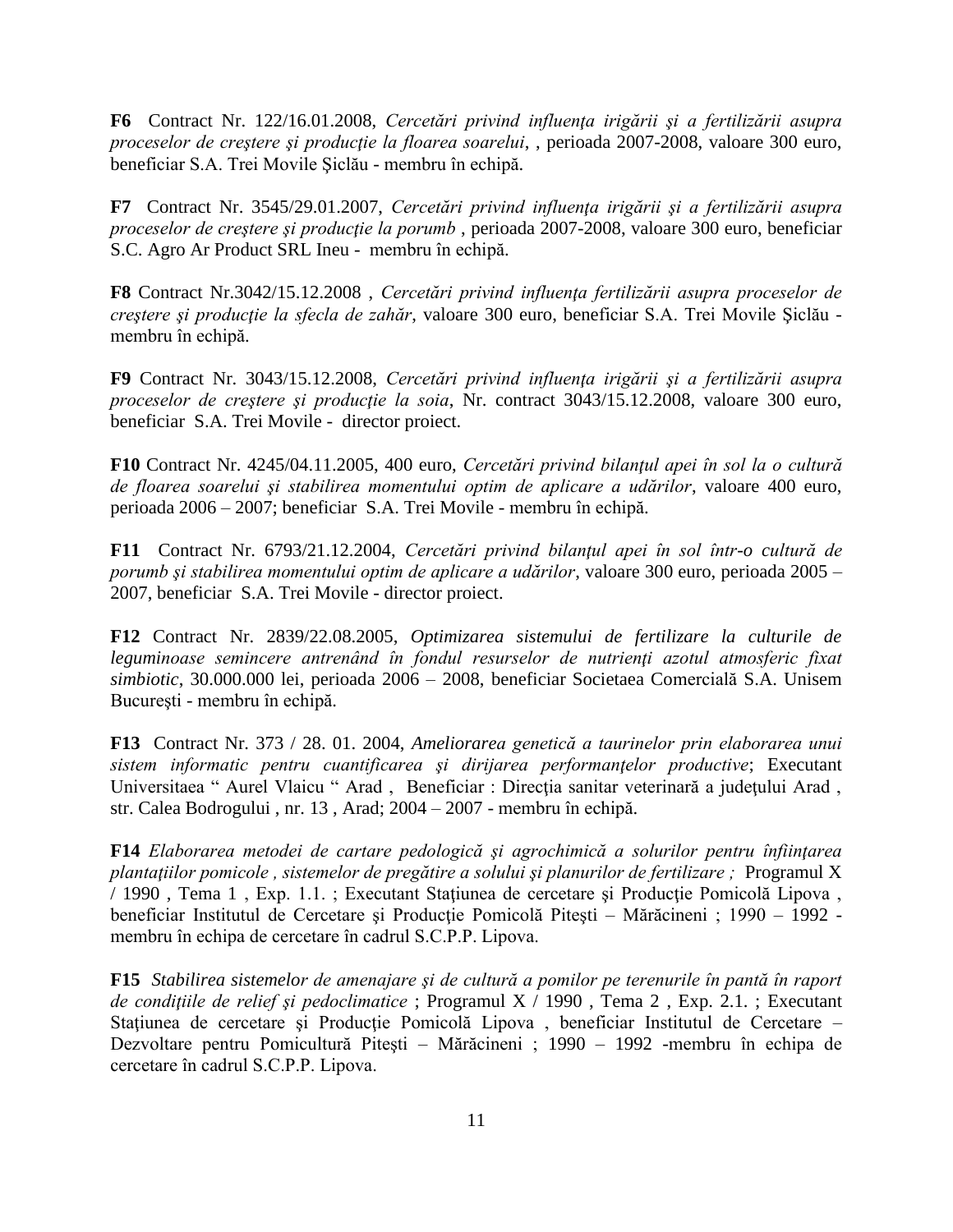**F6** Contract Nr. 122/16.01.2008, *Cercetări privind influenţa irigării şi a fertilizării asupra proceselor de creştere şi producţie la floarea soarelui*, , perioada 2007-2008, valoare 300 euro, beneficiar S.A. Trei Movile Şiclău - membru în echipă.

**F7** Contract Nr. 3545/29.01.2007, *Cercetări privind influenţa irigării şi a fertilizării asupra proceselor de creştere şi producţie la porumb* , perioada 2007-2008, valoare 300 euro, beneficiar S.C. Agro Ar Product SRL Ineu - membru în echipă.

**F8** Contract Nr.3042/15.12.2008 , *Cercetări privind influenţa fertilizării asupra proceselor de creştere şi producţie la sfecla de zahăr*, valoare 300 euro, beneficiar S.A. Trei Movile Şiclău - membru în echipă.

**F9** Contract Nr. 3043/15.12.2008, *Cercetări privind influenţa irigării şi a fertilizării asupra proceselor de creştere şi producţie la soia*, Nr. contract 3043/15.12.2008, valoare 300 euro, beneficiar S.A. Trei Movile - director proiect.

**F10** Contract Nr. 4245/04.11.2005, 400 euro, *Cercetări privind bilanţul apei în sol la o cultură de floarea soarelui şi stabilirea momentului optim de aplicare a udărilor*, valoare 400 euro, perioada 2006 – 2007; beneficiar S.A. Trei Movile - membru în echipă.

**F11** Contract Nr. 6793/21.12.2004, *Cercetări privind bilanţul apei în sol într-o cultură de porumb şi stabilirea momentului optim de aplicare a udărilor*, valoare 300 euro, perioada 2005 – 2007, beneficiar S.A. Trei Movile - director proiect.

**F12** Contract Nr. 2839/22.08.2005, *Optimizarea sistemului de fertilizare la culturile de leguminoase semincere antrenând în fondul resurselor de nutrienţi azotul atmosferic fixat simbiotic*, 30.000.000 lei, perioada 2006 – 2008, beneficiar Societaea Comercială S.A. Unisem Bucureşti - membru în echipă.

**F13** Contract Nr. 373 / 28. 01. 2004, *Ameliorarea genetică a taurinelor prin elaborarea unui sistem informatic pentru cuantificarea şi dirijarea performanţelor productive*; Executant Universitaea " Aurel Vlaicu " Arad , Beneficiar : Direcţia sanitar veterinară a judeţului Arad , str. Calea Bodrogului , nr. 13 , Arad; 2004 – 2007 - membru în echipă.

**F14** *Elaborarea metodei de cartare pedologică şi agrochimică a solurilor pentru înfiinţarea plantaţiilor pomicole , sistemelor de pregătire a solului şi planurilor de fertilizare ;* Programul X / 1990 , Tema 1 , Exp. 1.1. ; Executant Staţiunea de cercetare şi Producţie Pomicolă Lipova , beneficiar Institutul de Cercetare şi Producţie Pomicolă Piteşti – Mărăcineni ; 1990 – 1992 - membru în echipa de cercetare în cadrul S.C.P.P. Lipova.

**F15** *Stabilirea sistemelor de amenajare şi de cultură a pomilor pe terenurile în pantă în raport de condiţiile de relief şi pedoclimatice* ; Programul X / 1990 , Tema 2 , Exp. 2.1. ; Executant Staţiunea de cercetare şi Producţie Pomicolă Lipova , beneficiar Institutul de Cercetare – Dezvoltare pentru Pomicultură Piteşti – Mărăcineni ; 1990 – 1992 -membru în echipa de cercetare în cadrul S.C.P.P. Lipova.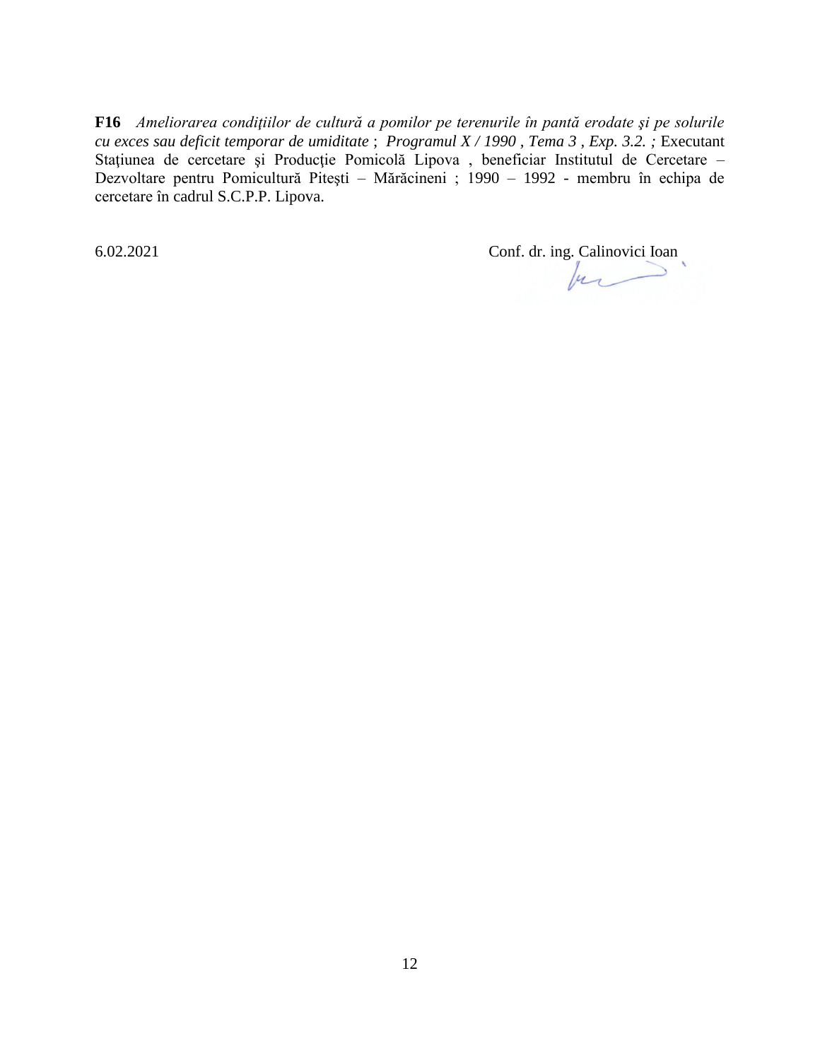**F16** *Ameliorarea condiţiilor de cultură a pomilor pe terenurile în pantă erodate şi pe solurile cu exces sau deficit temporar de umiditate* ; *Programul X / 1990 , Tema 3 , Exp. 3.2. ;* Executant Staţiunea de cercetare şi Producţie Pomicolă Lipova , beneficiar Institutul de Cercetare – Dezvoltare pentru Pomicultură Piteşti – Mărăcineni ; 1990 – 1992 - membru în echipa de cercetare în cadrul S.C.P.P. Lipova.

6.02.2021

Conf. dr. ing. Calinovici Ioan